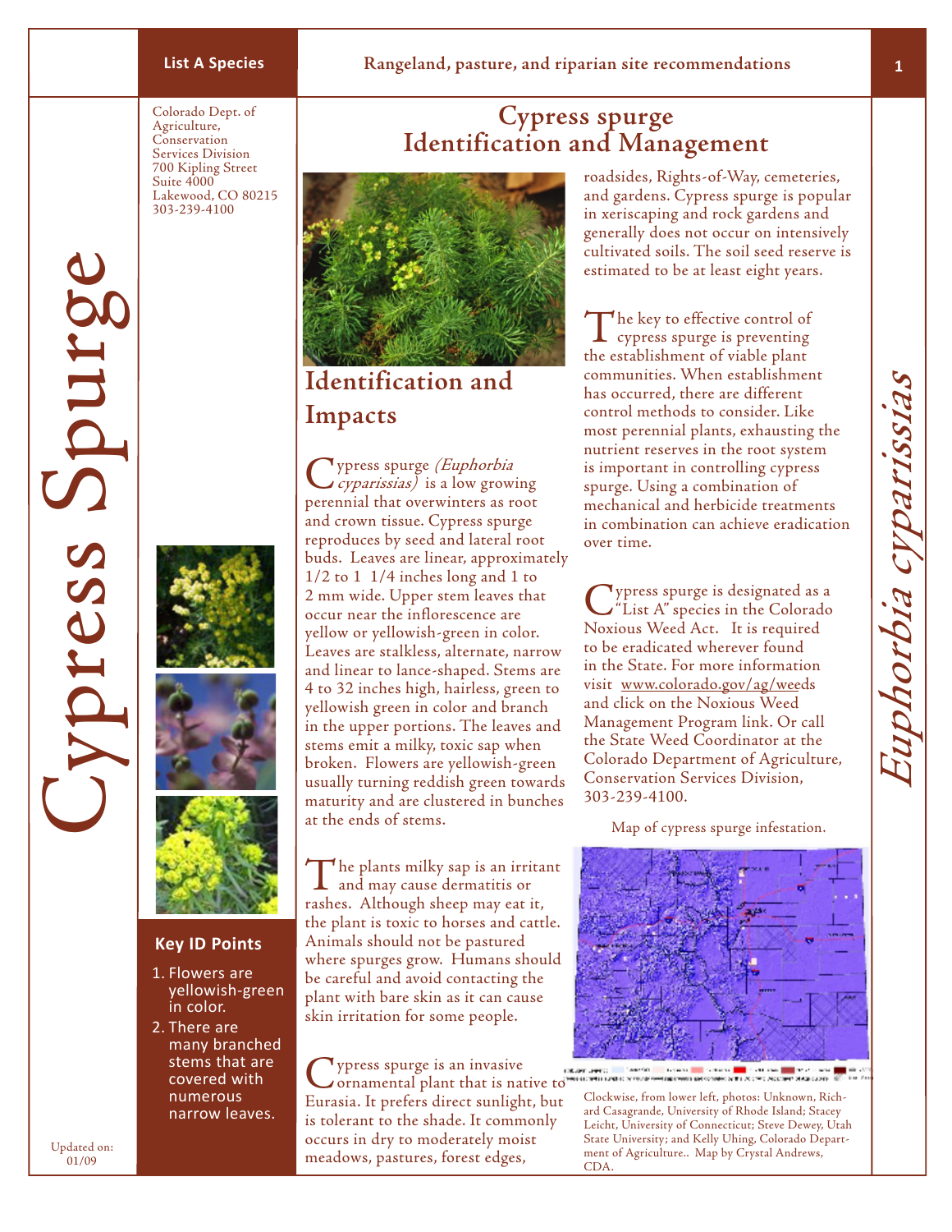**List A Species**

**Rangeland, pasture, and riparian site recommendations**

Colorado Dept. of Agriculture, Conservation Services Division
700 Kipling Street
Suite 4000
Lakewood, CO 80215
303-239-4100

# Cypress Spurge

*Euphorbia cyparissias*

## Cypress spurge Identification and Management

### Key ID Points

1. Flowers are yellowish-green in color.
2. There are many branched stems that are covered with numerous narrow leaves.

Updated on: 01/09

## Identification and Impacts

Cypress spurge *(Euphorbia cyparissias)* is a low growing perennial that overwinters as root and crown tissue. Cypress spurge reproduces by seed and lateral root buds. Leaves are linear, approximately 1/2 to 1 1/4 inches long and 1 to 2 mm wide. Upper stem leaves that occur near the inflorescence are yellow or yellowish-green in color. Leaves are stalkless, alternate, narrow and linear to lance-shaped. Stems are 4 to 32 inches high, hairless, green to yellowish green in color and branch in the upper portions. The leaves and stems emit a milky, toxic sap when broken. Flowers are yellowish-green usually turning reddish green towards maturity and are clustered in bunches at the ends of stems.

The plants milky sap is an irritant and may cause dermatitis or rashes. Although sheep may eat it, the plant is toxic to horses and cattle. Animals should not be pastured where spurges grow. Humans should be careful and avoid contacting the plant with bare skin as it can cause skin irritation for some people.

Cypress spurge is an invasive ornamental plant that is native to Eurasia. It prefers direct sunlight, but is tolerant to the shade. It commonly occurs in dry to moderately moist meadows, pastures, forest edges, roadsides, Rights-of-Way, cemeteries, and gardens. Cypress spurge is popular in xeriscaping and rock gardens and generally does not occur on intensively cultivated soils. The soil seed reserve is estimated to be at least eight years.

The key to effective control of cypress spurge is preventing the establishment of viable plant communities. When establishment has occurred, there are different control methods to consider. Like most perennial plants, exhausting the nutrient reserves in the root system is important in controlling cypress spurge. Using a combination of mechanical and herbicide treatments in combination can achieve eradication over time.

Cypress spurge is designated as a "List A" species in the Colorado Noxious Weed Act. It is required to be eradicated wherever found in the State. For more information visit www.colorado.gov/ag/weeds and click on the Noxious Weed Management Program link. Or call the State Weed Coordinator at the Colorado Department of Agriculture, Conservation Services Division, 303-239-4100.

Map of cypress spurge infestation.

Clockwise, from lower left, photos: Unknown, Richard Casagrande, University of Rhode Island; Stacey Leicht, University of Connecticut; Steve Dewey, Utah State University; and Kelly Uhing, Colorado Department of Agriculture.. Map by Crystal Andrews, CDA.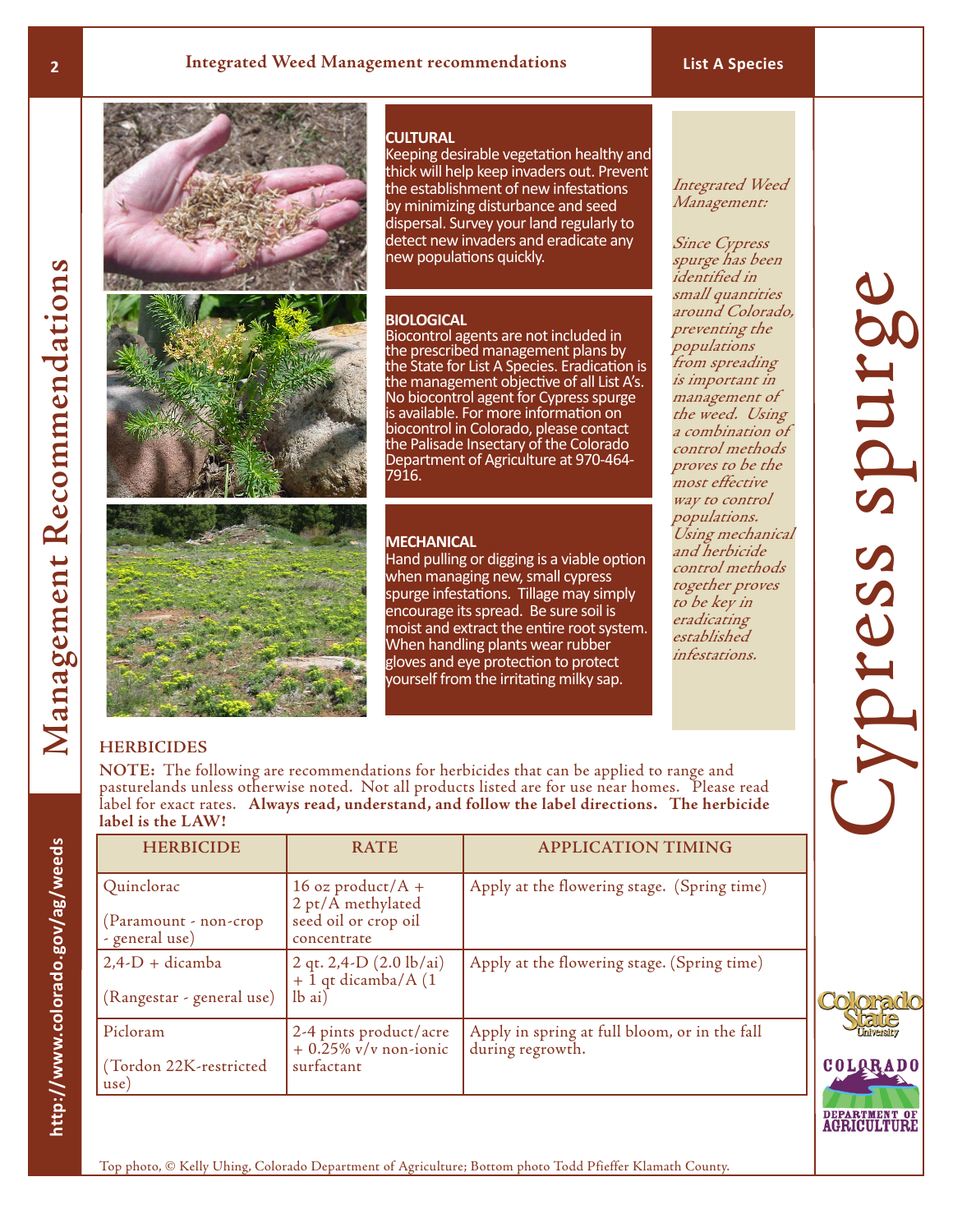# Cypress spurge

## Management Recommendations

### CULTURAL

Keeping desirable vegetation healthy and thick will help keep invaders out. Prevent the establishment of new infestations by minimizing disturbance and seed dispersal. Survey your land regularly to detect new invaders and eradicate any new populations quickly.

### BIOLOGICAL

Biocontrol agents are not included in the prescribed management plans by the State for List A Species. Eradication is the management objective of all List A's. No biocontrol agent for Cypress spurge is available. For more information on biocontrol in Colorado, please contact the Palisade Insectary of the Colorado Department of Agriculture at 970-464-7916.

### MECHANICAL

Hand pulling or digging is a viable option when managing new, small cypress spurge infestations. Tillage may simply encourage its spread. Be sure soil is moist and extract the entire root system. When handling plants wear rubber gloves and eye protection to protect yourself from the irritating milky sap.

*Integrated Weed Management:*

*Since Cypress spurge has been identified in small quantities around Colorado, preventing the populations from spreading is important in management of the weed. Using a combination of control methods proves to be the most effective way to control populations. Using mechanical and herbicide control methods together proves to be key in eradicating established infestations.*

### HERBICIDES

**NOTE:** The following are recommendations for herbicides that can be applied to range and pasturelands unless otherwise noted. Not all products listed are for use near homes. Please read label for exact rates. **Always read, understand, and follow the label directions. The herbicide label is the LAW!**

| HERBICIDE | RATE | APPLICATION TIMING |
|---|---|---|
| Quinclorac<br><br>(Paramount - non-crop - general use) | 16 oz product/A + 2 pt/A methylated seed oil or crop oil concentrate | Apply at the flowering stage. (Spring time) |
| 2,4-D + dicamba<br><br>(Rangestar - general use) | 2 qt. 2,4-D (2.0 lb/ai) + 1 qt dicamba/A (1 lb ai) | Apply at the flowering stage. (Spring time) |
| Picloram<br><br>(Tordon 22K-restricted use) | 2-4 pints product/acre + 0.25% v/v non-ionic surfactant | Apply in spring at full bloom, or in the fall during regrowth. |

Top photo, © Kelly Uhing, Colorado Department of Agriculture; Bottom photo Todd Pfieffer Klamath County.

http://www.colorado.gov/ag/weeds